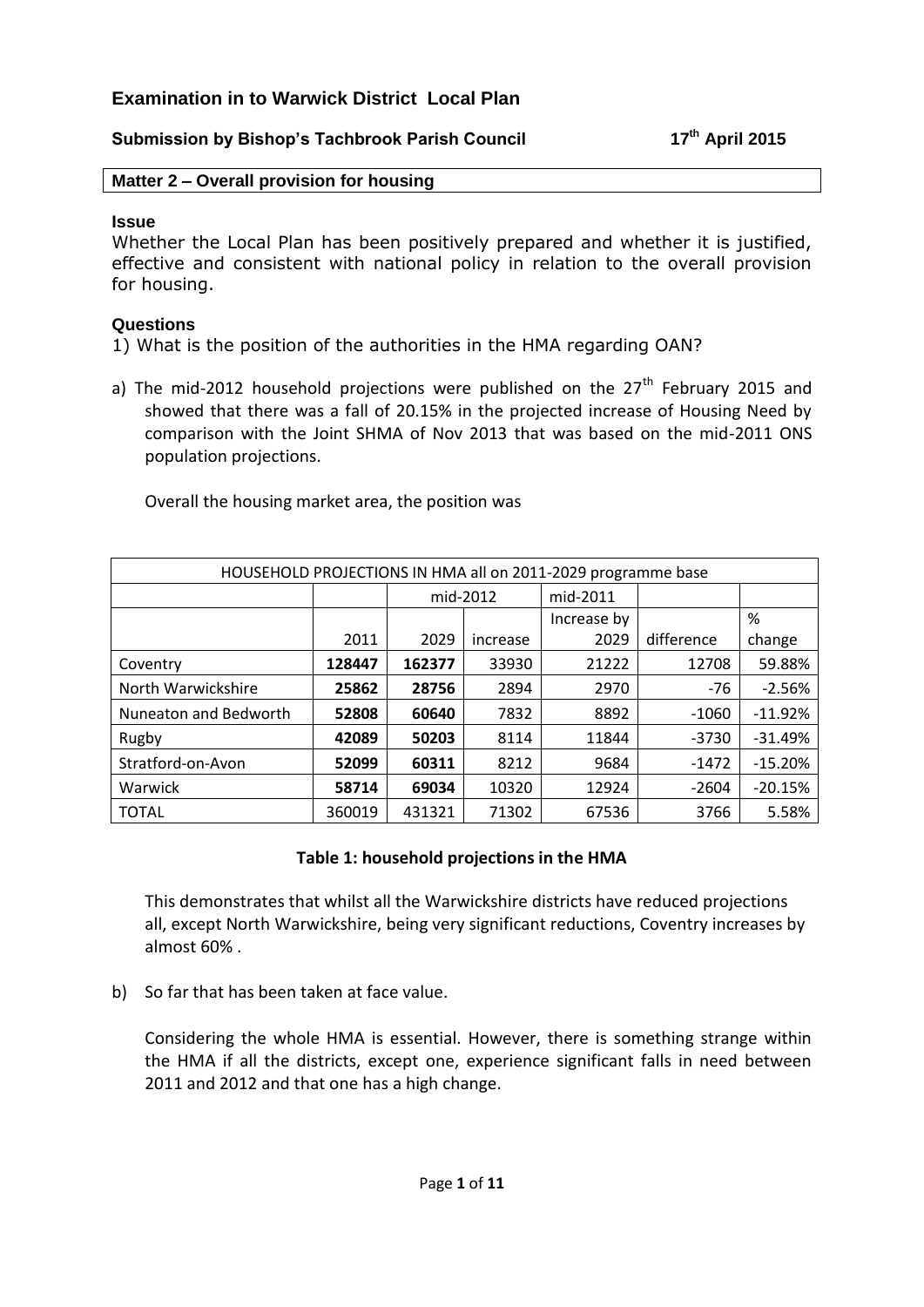# Examination in to Warwick District Local Plan

**Submission by Bishop's Tachbrook Parish Council** **17th April 2015**

**Matter 2 – Overall provision for housing**

**Issue**

Whether the Local Plan has been positively prepared and whether it is justified, effective and consistent with national policy in relation to the overall provision for housing.

**Questions**

1) What is the position of the authorities in the HMA regarding OAN?

a) The mid-2012 household projections were published on the 27th February 2015 and showed that there was a fall of 20.15% in the projected increase of Housing Need by comparison with the Joint SHMA of Nov 2013 that was based on the mid-2011 ONS population projections.

Overall the housing market area, the position was

| HOUSEHOLD PROJECTIONS IN HMA all on 2011-2029 programme base | | | | | | |
|---|---|---|---|---|---|---|
| | | mid-2012 | | mid-2011 | | |
| | 2011 | 2029 | increase | Increase by 2029 | difference | % change |
| Coventry | **128447** | **162377** | 33930 | 21222 | 12708 | 59.88% |
| North Warwickshire | **25862** | **28756** | 2894 | 2970 | -76 | -2.56% |
| Nuneaton and Bedworth | **52808** | **60640** | 7832 | 8892 | -1060 | -11.92% |
| Rugby | **42089** | **50203** | 8114 | 11844 | -3730 | -31.49% |
| Stratford-on-Avon | **52099** | **60311** | 8212 | 9684 | -1472 | -15.20% |
| Warwick | **58714** | **69034** | 10320 | 12924 | -2604 | -20.15% |
| TOTAL | 360019 | 431321 | 71302 | 67536 | 3766 | 5.58% |

**Table 1: household projections in the HMA**

This demonstrates that whilst all the Warwickshire districts have reduced projections all, except North Warwickshire, being very significant reductions, Coventry increases by almost 60% .

b) So far that has been taken at face value.

Considering the whole HMA is essential. However, there is something strange within the HMA if all the districts, except one, experience significant falls in need between 2011 and 2012 and that one has a high change.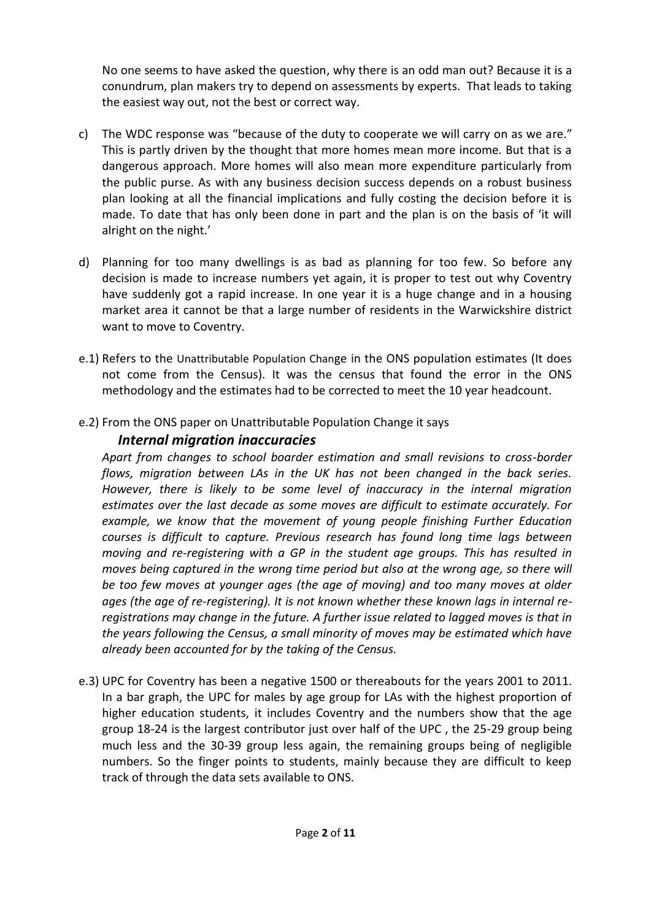No one seems to have asked the question, why there is an odd man out? Because it is a conundrum, plan makers try to depend on assessments by experts. That leads to taking the easiest way out, not the best or correct way.

c) The WDC response was "because of the duty to cooperate we will carry on as we are." This is partly driven by the thought that more homes mean more income. But that is a dangerous approach. More homes will also mean more expenditure particularly from the public purse. As with any business decision success depends on a robust business plan looking at all the financial implications and fully costing the decision before it is made. To date that has only been done in part and the plan is on the basis of 'it will alright on the night.'

d) Planning for too many dwellings is as bad as planning for too few. So before any decision is made to increase numbers yet again, it is proper to test out why Coventry have suddenly got a rapid increase. In one year it is a huge change and in a housing market area it cannot be that a large number of residents in the Warwickshire district want to move to Coventry.

e.1) Refers to the Unattributable Population Change in the ONS population estimates (It does not come from the Census). It was the census that found the error in the ONS methodology and the estimates had to be corrected to meet the 10 year headcount.

e.2) From the ONS paper on Unattributable Population Change it says

***Internal migration inaccuracies***

*Apart from changes to school boarder estimation and small revisions to cross-border flows, migration between LAs in the UK has not been changed in the back series. However, there is likely to be some level of inaccuracy in the internal migration estimates over the last decade as some moves are difficult to estimate accurately. For example, we know that the movement of young people finishing Further Education courses is difficult to capture. Previous research has found long time lags between moving and re-registering with a GP in the student age groups. This has resulted in moves being captured in the wrong time period but also at the wrong age, so there will be too few moves at younger ages (the age of moving) and too many moves at older ages (the age of re-registering). It is not known whether these known lags in internal re-registrations may change in the future. A further issue related to lagged moves is that in the years following the Census, a small minority of moves may be estimated which have already been accounted for by the taking of the Census.*

e.3) UPC for Coventry has been a negative 1500 or thereabouts for the years 2001 to 2011. In a bar graph, the UPC for males by age group for LAs with the highest proportion of higher education students, it includes Coventry and the numbers show that the age group 18-24 is the largest contributor just over half of the UPC , the 25-29 group being much less and the 30-39 group less again, the remaining groups being of negligible numbers. So the finger points to students, mainly because they are difficult to keep track of through the data sets available to ONS.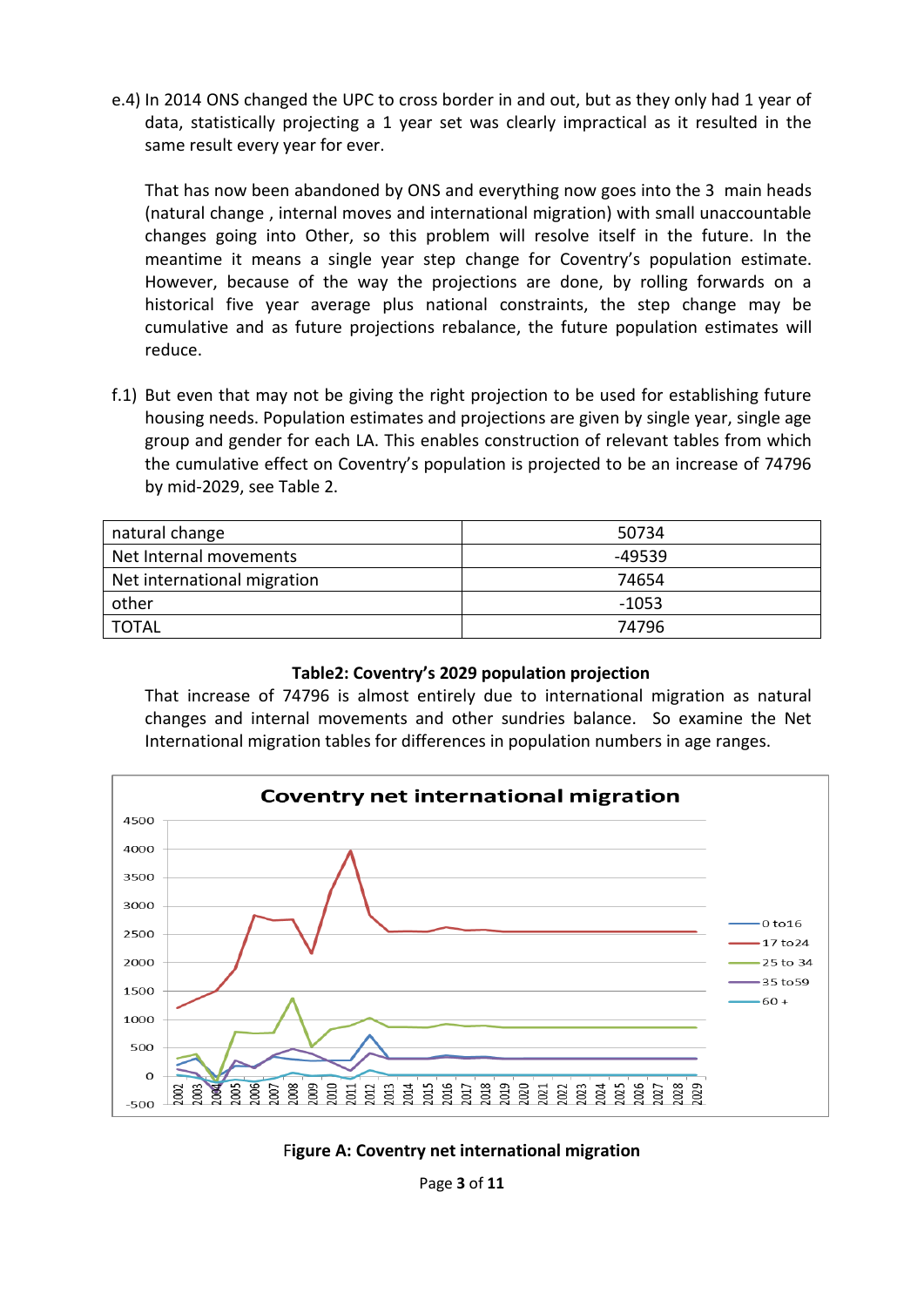e.4) In 2014 ONS changed the UPC to cross border in and out, but as they only had 1 year of data, statistically projecting a 1 year set was clearly impractical as it resulted in the same result every year for ever.

That has now been abandoned by ONS and everything now goes into the 3 main heads (natural change , internal moves and international migration) with small unaccountable changes going into Other, so this problem will resolve itself in the future. In the meantime it means a single year step change for Coventry's population estimate. However, because of the way the projections are done, by rolling forwards on a historical five year average plus national constraints, the step change may be cumulative and as future projections rebalance, the future population estimates will reduce.

f.1) But even that may not be giving the right projection to be used for establishing future housing needs. Population estimates and projections are given by single year, single age group and gender for each LA. This enables construction of relevant tables from which the cumulative effect on Coventry's population is projected to be an increase of 74796 by mid-2029, see Table 2.

| | |
|---|---|
| natural change | 50734 |
| Net Internal movements | -49539 |
| Net international migration | 74654 |
| other | -1053 |
| TOTAL | 74796 |

**Table2: Coventry's 2029 population projection**

That increase of 74796 is almost entirely due to international migration as natural changes and internal movements and other sundries balance. So examine the Net International migration tables for differences in population numbers in age ranges.

Coventry net international migration

4500
4000
3500
3000
2500
2000
1500
1000
500
0
-500

2002 2003 2004 2005 2006 2007 2008 2009 2010 2011 2012 2013 2014 2015 2016 2017 2018 2019 2020 2021 2022 2023 2024 2025 2026 2027 2028 2029

0 to16
17 to24
25 to 34
35 to59
60 +

Figure A: Coventry net international migration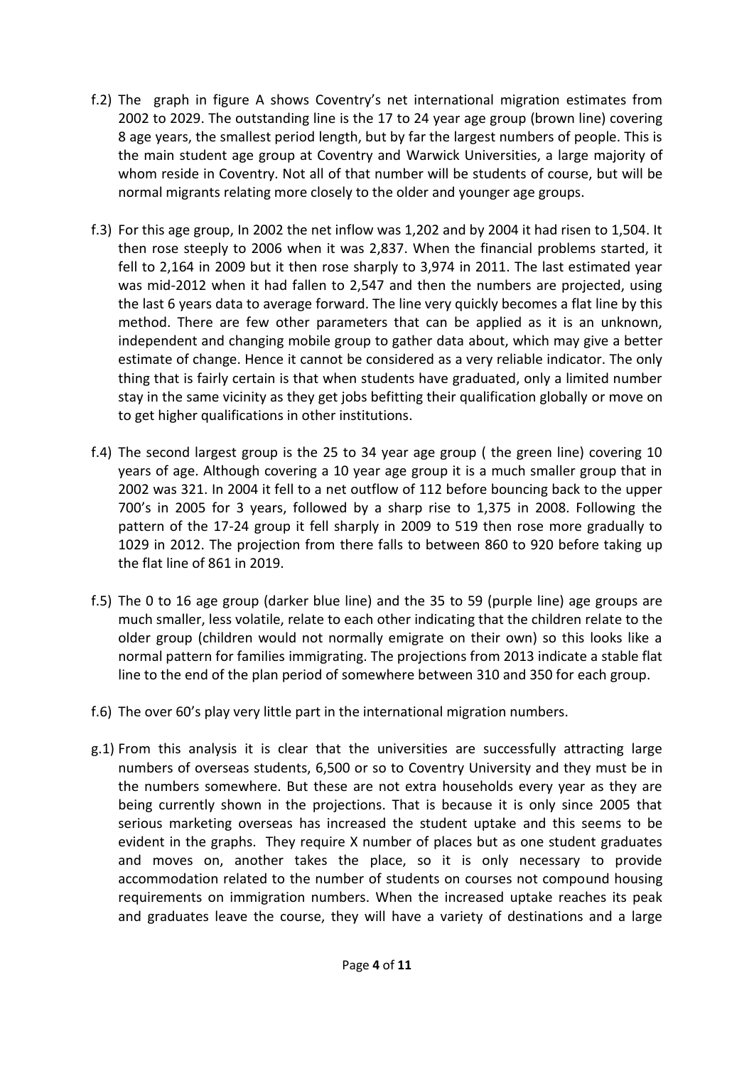f.2) The graph in figure A shows Coventry's net international migration estimates from 2002 to 2029. The outstanding line is the 17 to 24 year age group (brown line) covering 8 age years, the smallest period length, but by far the largest numbers of people. This is the main student age group at Coventry and Warwick Universities, a large majority of whom reside in Coventry. Not all of that number will be students of course, but will be normal migrants relating more closely to the older and younger age groups.

f.3) For this age group, In 2002 the net inflow was 1,202 and by 2004 it had risen to 1,504. It then rose steeply to 2006 when it was 2,837. When the financial problems started, it fell to 2,164 in 2009 but it then rose sharply to 3,974 in 2011. The last estimated year was mid-2012 when it had fallen to 2,547 and then the numbers are projected, using the last 6 years data to average forward. The line very quickly becomes a flat line by this method. There are few other parameters that can be applied as it is an unknown, independent and changing mobile group to gather data about, which may give a better estimate of change. Hence it cannot be considered as a very reliable indicator. The only thing that is fairly certain is that when students have graduated, only a limited number stay in the same vicinity as they get jobs befitting their qualification globally or move on to get higher qualifications in other institutions.

f.4) The second largest group is the 25 to 34 year age group ( the green line) covering 10 years of age. Although covering a 10 year age group it is a much smaller group that in 2002 was 321. In 2004 it fell to a net outflow of 112 before bouncing back to the upper 700's in 2005 for 3 years, followed by a sharp rise to 1,375 in 2008. Following the pattern of the 17-24 group it fell sharply in 2009 to 519 then rose more gradually to 1029 in 2012. The projection from there falls to between 860 to 920 before taking up the flat line of 861 in 2019.

f.5) The 0 to 16 age group (darker blue line) and the 35 to 59 (purple line) age groups are much smaller, less volatile, relate to each other indicating that the children relate to the older group (children would not normally emigrate on their own) so this looks like a normal pattern for families immigrating. The projections from 2013 indicate a stable flat line to the end of the plan period of somewhere between 310 and 350 for each group.

f.6) The over 60's play very little part in the international migration numbers.

g.1) From this analysis it is clear that the universities are successfully attracting large numbers of overseas students, 6,500 or so to Coventry University and they must be in the numbers somewhere. But these are not extra households every year as they are being currently shown in the projections. That is because it is only since 2005 that serious marketing overseas has increased the student uptake and this seems to be evident in the graphs. They require X number of places but as one student graduates and moves on, another takes the place, so it is only necessary to provide accommodation related to the number of students on courses not compound housing requirements on immigration numbers. When the increased uptake reaches its peak and graduates leave the course, they will have a variety of destinations and a large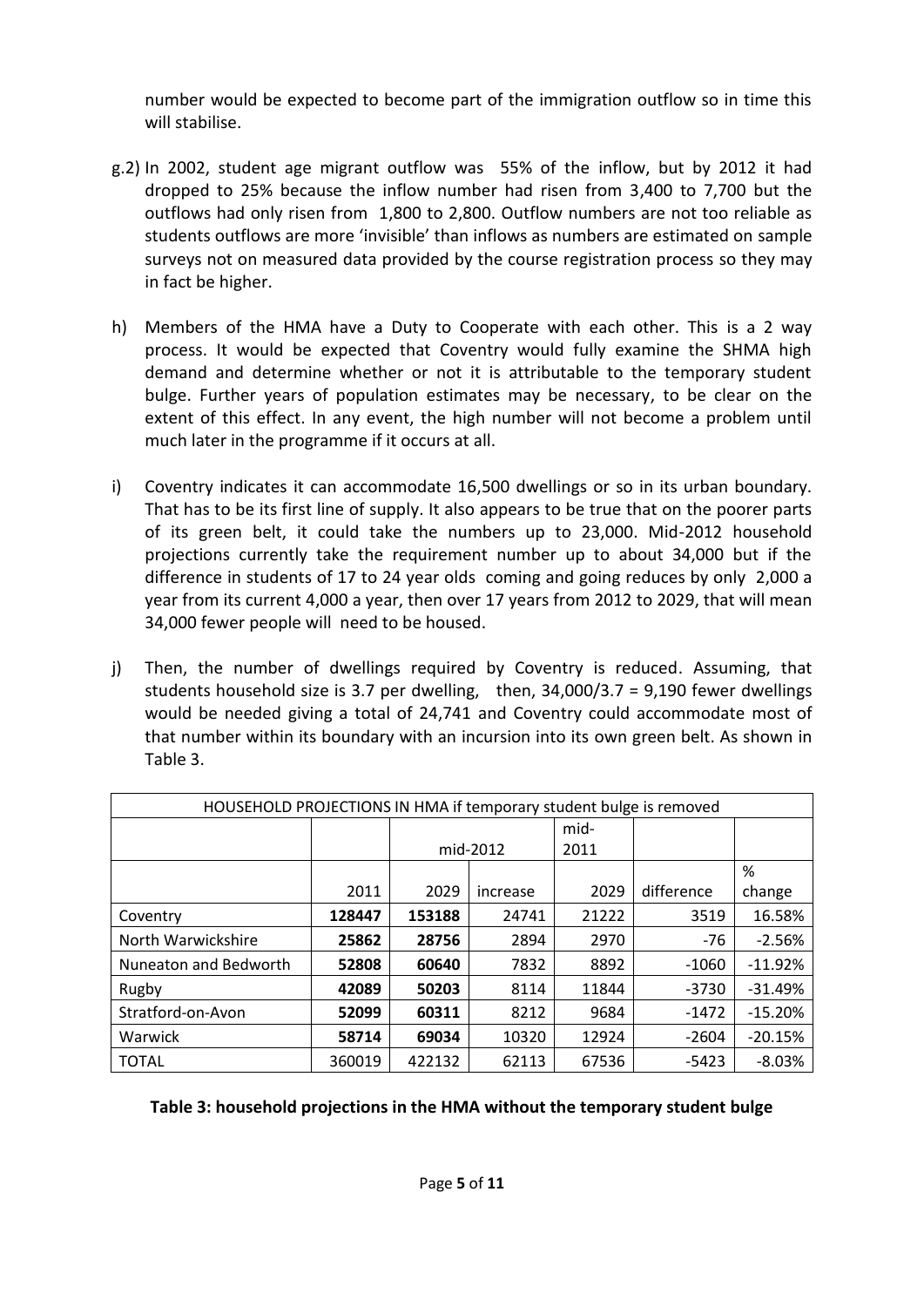number would be expected to become part of the immigration outflow so in time this will stabilise.

g.2) In 2002, student age migrant outflow was 55% of the inflow, but by 2012 it had dropped to 25% because the inflow number had risen from 3,400 to 7,700 but the outflows had only risen from 1,800 to 2,800. Outflow numbers are not too reliable as students outflows are more 'invisible' than inflows as numbers are estimated on sample surveys not on measured data provided by the course registration process so they may in fact be higher.

h) Members of the HMA have a Duty to Cooperate with each other. This is a 2 way process. It would be expected that Coventry would fully examine the SHMA high demand and determine whether or not it is attributable to the temporary student bulge. Further years of population estimates may be necessary, to be clear on the extent of this effect. In any event, the high number will not become a problem until much later in the programme if it occurs at all.

i) Coventry indicates it can accommodate 16,500 dwellings or so in its urban boundary. That has to be its first line of supply. It also appears to be true that on the poorer parts of its green belt, it could take the numbers up to 23,000. Mid-2012 household projections currently take the requirement number up to about 34,000 but if the difference in students of 17 to 24 year olds coming and going reduces by only 2,000 a year from its current 4,000 a year, then over 17 years from 2012 to 2029, that will mean 34,000 fewer people will need to be housed.

j) Then, the number of dwellings required by Coventry is reduced. Assuming, that students household size is 3.7 per dwelling, then, 34,000/3.7 = 9,190 fewer dwellings would be needed giving a total of 24,741 and Coventry could accommodate most of that number within its boundary with an incursion into its own green belt. As shown in Table 3.

| HOUSEHOLD PROJECTIONS IN HMA if temporary student bulge is removed | | | | | | |
|---|---|---|---|---|---|---|
| | | mid-2012 | | mid-2011 | | |
| | 2011 | 2029 | increase | 2029 | difference | % change |
| Coventry | **128447** | **153188** | 24741 | 21222 | 3519 | 16.58% |
| North Warwickshire | **25862** | **28756** | 2894 | 2970 | -76 | -2.56% |
| Nuneaton and Bedworth | **52808** | **60640** | 7832 | 8892 | -1060 | -11.92% |
| Rugby | **42089** | **50203** | 8114 | 11844 | -3730 | -31.49% |
| Stratford-on-Avon | **52099** | **60311** | 8212 | 9684 | -1472 | -15.20% |
| Warwick | **58714** | **69034** | 10320 | 12924 | -2604 | -20.15% |
| TOTAL | 360019 | 422132 | 62113 | 67536 | -5423 | -8.03% |

**Table 3: household projections in the HMA without the temporary student bulge**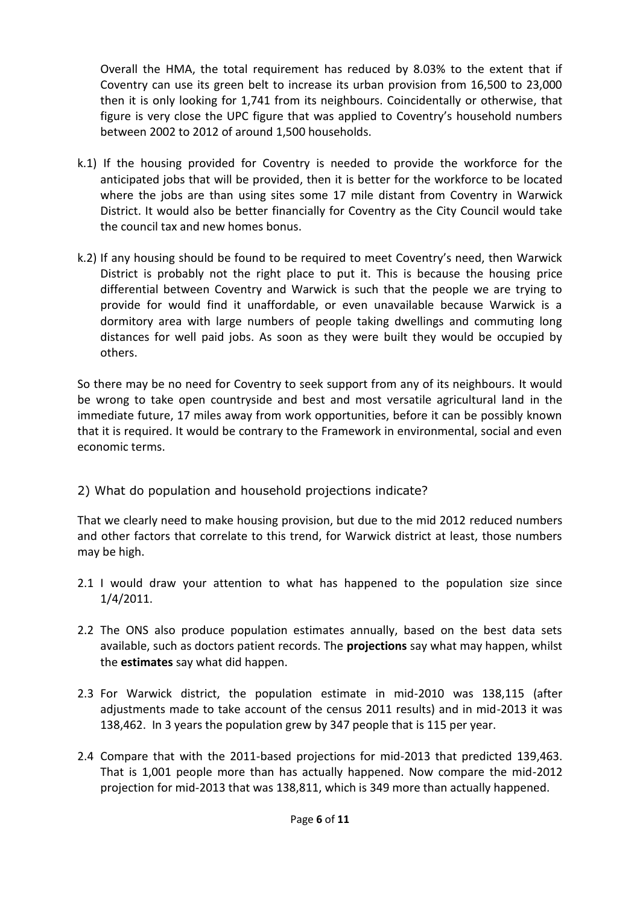Overall the HMA, the total requirement has reduced by 8.03% to the extent that if Coventry can use its green belt to increase its urban provision from 16,500 to 23,000 then it is only looking for 1,741 from its neighbours. Coincidentally or otherwise, that figure is very close the UPC figure that was applied to Coventry's household numbers between 2002 to 2012 of around 1,500 households.

k.1) If the housing provided for Coventry is needed to provide the workforce for the anticipated jobs that will be provided, then it is better for the workforce to be located where the jobs are than using sites some 17 mile distant from Coventry in Warwick District. It would also be better financially for Coventry as the City Council would take the council tax and new homes bonus.

k.2) If any housing should be found to be required to meet Coventry's need, then Warwick District is probably not the right place to put it. This is because the housing price differential between Coventry and Warwick is such that the people we are trying to provide for would find it unaffordable, or even unavailable because Warwick is a dormitory area with large numbers of people taking dwellings and commuting long distances for well paid jobs. As soon as they were built they would be occupied by others.

So there may be no need for Coventry to seek support from any of its neighbours. It would be wrong to take open countryside and best and most versatile agricultural land in the immediate future, 17 miles away from work opportunities, before it can be possibly known that it is required. It would be contrary to the Framework in environmental, social and even economic terms.

## 2) What do population and household projections indicate?

That we clearly need to make housing provision, but due to the mid 2012 reduced numbers and other factors that correlate to this trend, for Warwick district at least, those numbers may be high.

2.1 I would draw your attention to what has happened to the population size since 1/4/2011.

2.2 The ONS also produce population estimates annually, based on the best data sets available, such as doctors patient records. The **projections** say what may happen, whilst the **estimates** say what did happen.

2.3 For Warwick district, the population estimate in mid-2010 was 138,115 (after adjustments made to take account of the census 2011 results) and in mid-2013 it was 138,462. In 3 years the population grew by 347 people that is 115 per year.

2.4 Compare that with the 2011-based projections for mid-2013 that predicted 139,463. That is 1,001 people more than has actually happened. Now compare the mid-2012 projection for mid-2013 that was 138,811, which is 349 more than actually happened.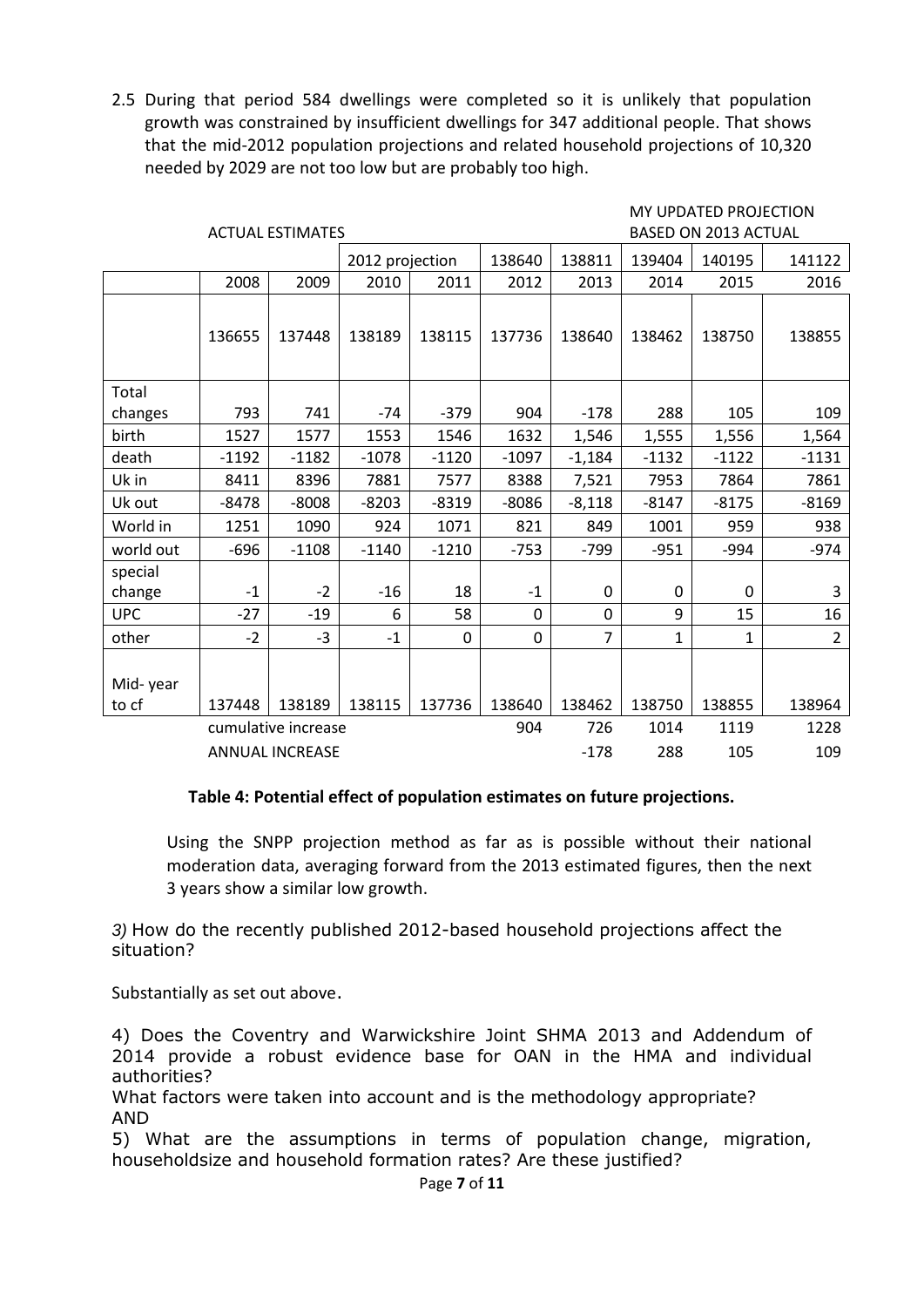2.5 During that period 584 dwellings were completed so it is unlikely that population growth was constrained by insufficient dwellings for 347 additional people. That shows that the mid-2012 population projections and related household projections of 10,320 needed by 2029 are not too low but are probably too high.

| | ACTUAL ESTIMATES | | | | | | MY UPDATED PROJECTION BASED ON 2013 ACTUAL | | |
|---|---|---|---|---|---|---|---|---|---|
| | | | 2012 projection | | 138640 | 138811 | 139404 | 140195 | 141122 |
| | 2008 | 2009 | 2010 | 2011 | 2012 | 2013 | 2014 | 2015 | 2016 |
| | 136655 | 137448 | 138189 | 138115 | 137736 | 138640 | 138462 | 138750 | 138855 |
| Total changes | 793 | 741 | -74 | -379 | 904 | -178 | 288 | 105 | 109 |
| birth | 1527 | 1577 | 1553 | 1546 | 1632 | 1,546 | 1,555 | 1,556 | 1,564 |
| death | -1192 | -1182 | -1078 | -1120 | -1097 | -1,184 | -1132 | -1122 | -1131 |
| Uk in | 8411 | 8396 | 7881 | 7577 | 8388 | 7,521 | 7953 | 7864 | 7861 |
| Uk out | -8478 | -8008 | -8203 | -8319 | -8086 | -8,118 | -8147 | -8175 | -8169 |
| World in | 1251 | 1090 | 924 | 1071 | 821 | 849 | 1001 | 959 | 938 |
| world out | -696 | -1108 | -1140 | -1210 | -753 | -799 | -951 | -994 | -974 |
| special change | -1 | -2 | -16 | 18 | -1 | 0 | 0 | 0 | 3 |
| UPC | -27 | -19 | 6 | 58 | 0 | 0 | 9 | 15 | 16 |
| other | -2 | -3 | -1 | 0 | 0 | 7 | 1 | 1 | 2 |
| Mid- year to cf | 137448 | 138189 | 138115 | 137736 | 138640 | 138462 | 138750 | 138855 | 138964 |
| | cumulative increase | | | | 904 | 726 | 1014 | 1119 | 1228 |
| | ANNUAL INCREASE | | | | | -178 | 288 | 105 | 109 |

**Table 4: Potential effect of population estimates on future projections.**

Using the SNPP projection method as far as is possible without their national moderation data, averaging forward from the 2013 estimated figures, then the next 3 years show a similar low growth.

*3)* How do the recently published 2012-based household projections affect the situation?

Substantially as set out above.

4) Does the Coventry and Warwickshire Joint SHMA 2013 and Addendum of 2014 provide a robust evidence base for OAN in the HMA and individual authorities?
What factors were taken into account and is the methodology appropriate?
AND
5) What are the assumptions in terms of population change, migration, householdsize and household formation rates? Are these justified?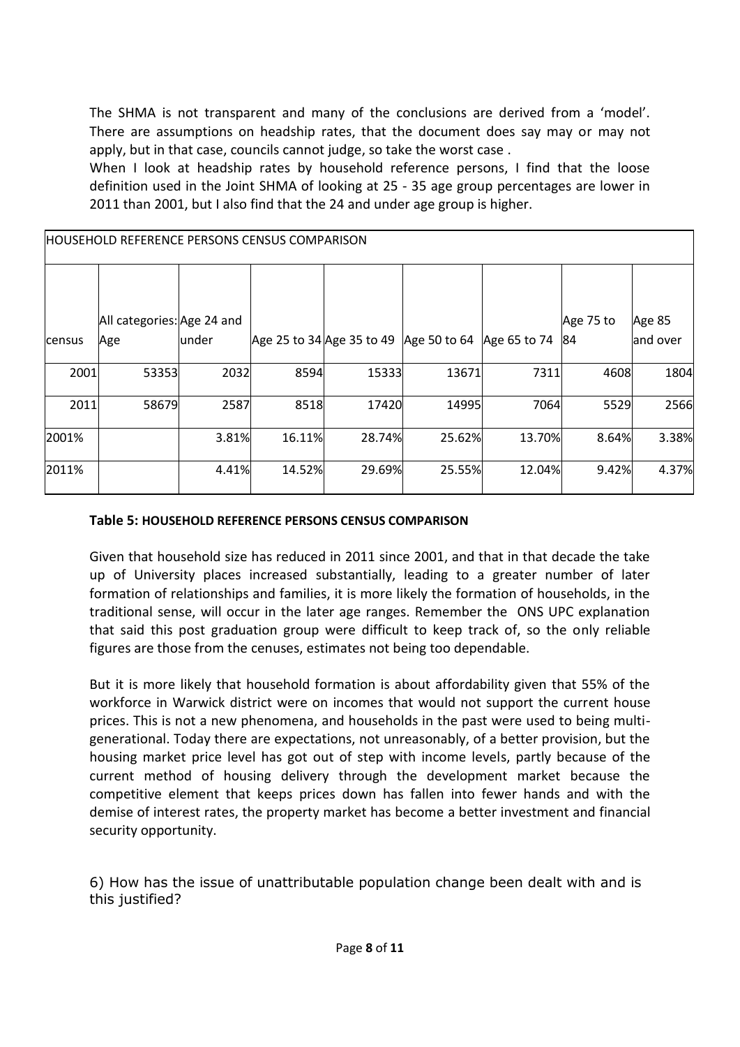The SHMA is not transparent and many of the conclusions are derived from a 'model'. There are assumptions on headship rates, that the document does say may or may not apply, but in that case, councils cannot judge, so take the worst case .

When I look at headship rates by household reference persons, I find that the loose definition used in the Joint SHMA of looking at 25 - 35 age group percentages are lower in 2011 than 2001, but I also find that the 24 and under age group is higher.

| HOUSEHOLD REFERENCE PERSONS CENSUS COMPARISON | | | | | | | | |
|---|---|---|---|---|---|---|---|---|
| census | All categories: Age | Age 24 and under | Age 25 to 34 | Age 35 to 49 | Age 50 to 64 | Age 65 to 74 | Age 75 to 84 | Age 85 and over |
| 2001 | 53353 | 2032 | 8594 | 15333 | 13671 | 7311 | 4608 | 1804 |
| 2011 | 58679 | 2587 | 8518 | 17420 | 14995 | 7064 | 5529 | 2566 |
| 2001% | | 3.81% | 16.11% | 28.74% | 25.62% | 13.70% | 8.64% | 3.38% |
| 2011% | | 4.41% | 14.52% | 29.69% | 25.55% | 12.04% | 9.42% | 4.37% |

**Table 5: HOUSEHOLD REFERENCE PERSONS CENSUS COMPARISON**

Given that household size has reduced in 2011 since 2001, and that in that decade the take up of University places increased substantially, leading to a greater number of later formation of relationships and families, it is more likely the formation of households, in the traditional sense, will occur in the later age ranges. Remember the ONS UPC explanation that said this post graduation group were difficult to keep track of, so the only reliable figures are those from the cenuses, estimates not being too dependable.

But it is more likely that household formation is about affordability given that 55% of the workforce in Warwick district were on incomes that would not support the current house prices. This is not a new phenomena, and households in the past were used to being multi-generational. Today there are expectations, not unreasonably, of a better provision, but the housing market price level has got out of step with income levels, partly because of the current method of housing delivery through the development market because the competitive element that keeps prices down has fallen into fewer hands and with the demise of interest rates, the property market has become a better investment and financial security opportunity.

6) How has the issue of unattributable population change been dealt with and is this justified?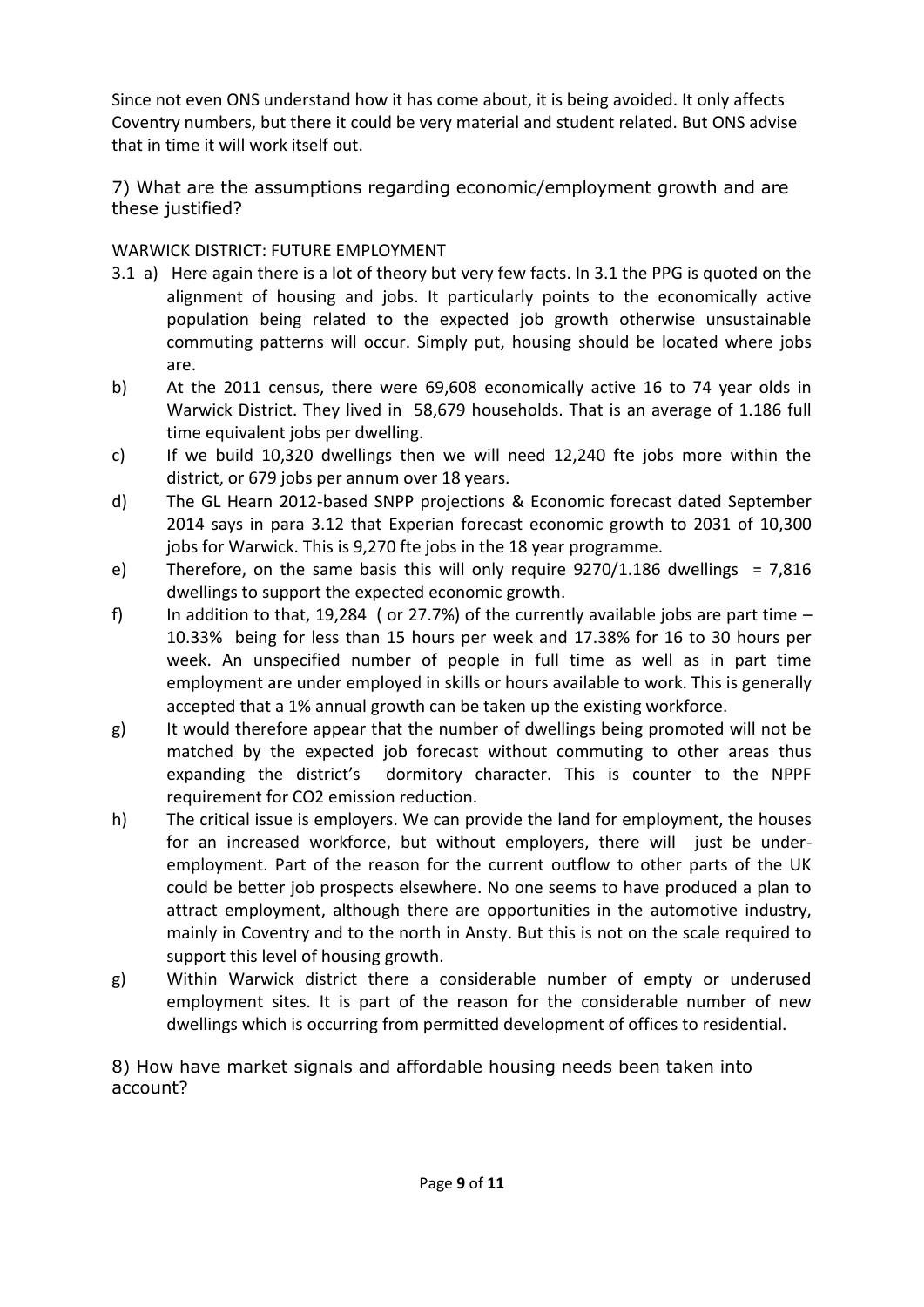Since not even ONS understand how it has come about, it is being avoided. It only affects Coventry numbers, but there it could be very material and student related. But ONS advise that in time it will work itself out.

7) What are the assumptions regarding economic/employment growth and are these justified?

WARWICK DISTRICT: FUTURE EMPLOYMENT

3.1 a) Here again there is a lot of theory but very few facts. In 3.1 the PPG is quoted on the alignment of housing and jobs. It particularly points to the economically active population being related to the expected job growth otherwise unsustainable commuting patterns will occur. Simply put, housing should be located where jobs are.

b) At the 2011 census, there were 69,608 economically active 16 to 74 year olds in Warwick District. They lived in 58,679 households. That is an average of 1.186 full time equivalent jobs per dwelling.

c) If we build 10,320 dwellings then we will need 12,240 fte jobs more within the district, or 679 jobs per annum over 18 years.

d) The GL Hearn 2012-based SNPP projections & Economic forecast dated September 2014 says in para 3.12 that Experian forecast economic growth to 2031 of 10,300 jobs for Warwick. This is 9,270 fte jobs in the 18 year programme.

e) Therefore, on the same basis this will only require 9270/1.186 dwellings = 7,816 dwellings to support the expected economic growth.

f) In addition to that, 19,284 ( or 27.7%) of the currently available jobs are part time – 10.33% being for less than 15 hours per week and 17.38% for 16 to 30 hours per week. An unspecified number of people in full time as well as in part time employment are under employed in skills or hours available to work. This is generally accepted that a 1% annual growth can be taken up the existing workforce.

g) It would therefore appear that the number of dwellings being promoted will not be matched by the expected job forecast without commuting to other areas thus expanding the district's dormitory character. This is counter to the NPPF requirement for $CO_2$ emission reduction.

h) The critical issue is employers. We can provide the land for employment, the houses for an increased workforce, but without employers, there will just be under-employment. Part of the reason for the current outflow to other parts of the UK could be better job prospects elsewhere. No one seems to have produced a plan to attract employment, although there are opportunities in the automotive industry, mainly in Coventry and to the north in Ansty. But this is not on the scale required to support this level of housing growth.

g) Within Warwick district there a considerable number of empty or underused employment sites. It is part of the reason for the considerable number of new dwellings which is occurring from permitted development of offices to residential.

8) How have market signals and affordable housing needs been taken into account?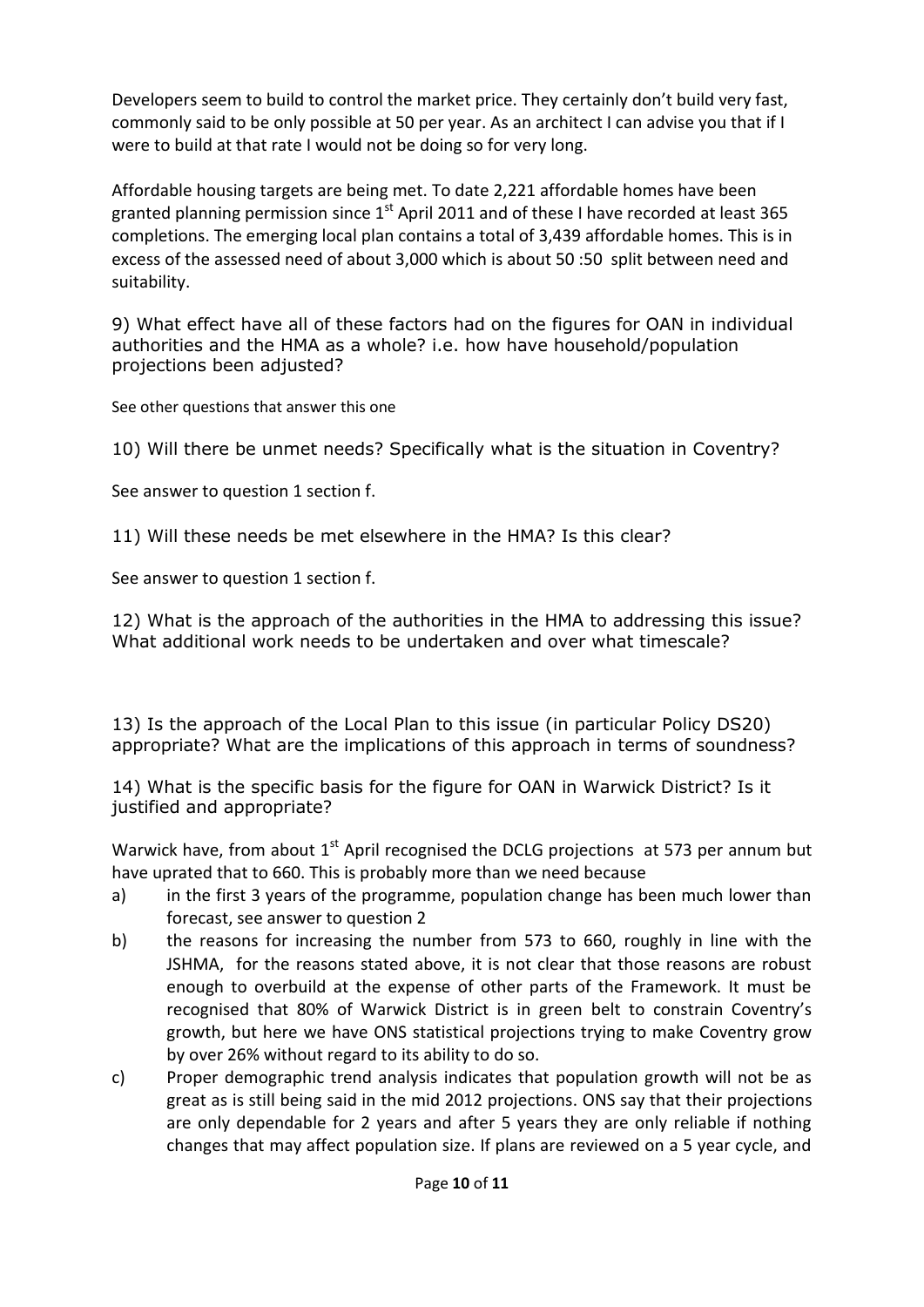Developers seem to build to control the market price. They certainly don't build very fast, commonly said to be only possible at 50 per year. As an architect I can advise you that if I were to build at that rate I would not be doing so for very long.

Affordable housing targets are being met. To date 2,221 affordable homes have been granted planning permission since 1st April 2011 and of these I have recorded at least 365 completions. The emerging local plan contains a total of 3,439 affordable homes. This is in excess of the assessed need of about 3,000 which is about 50 :50 split between need and suitability.

9) What effect have all of these factors had on the figures for OAN in individual authorities and the HMA as a whole? i.e. how have household/population projections been adjusted?

See other questions that answer this one

10) Will there be unmet needs? Specifically what is the situation in Coventry?

See answer to question 1 section f.

11) Will these needs be met elsewhere in the HMA? Is this clear?

See answer to question 1 section f.

12) What is the approach of the authorities in the HMA to addressing this issue? What additional work needs to be undertaken and over what timescale?

13) Is the approach of the Local Plan to this issue (in particular Policy DS20) appropriate? What are the implications of this approach in terms of soundness?

14) What is the specific basis for the figure for OAN in Warwick District? Is it justified and appropriate?

Warwick have, from about 1st April recognised the DCLG projections at 573 per annum but have uprated that to 660. This is probably more than we need because

a) in the first 3 years of the programme, population change has been much lower than forecast, see answer to question 2
b) the reasons for increasing the number from 573 to 660, roughly in line with the JSHMA, for the reasons stated above, it is not clear that those reasons are robust enough to overbuild at the expense of other parts of the Framework. It must be recognised that 80% of Warwick District is in green belt to constrain Coventry's growth, but here we have ONS statistical projections trying to make Coventry grow by over 26% without regard to its ability to do so.
c) Proper demographic trend analysis indicates that population growth will not be as great as is still being said in the mid 2012 projections. ONS say that their projections are only dependable for 2 years and after 5 years they are only reliable if nothing changes that may affect population size. If plans are reviewed on a 5 year cycle, and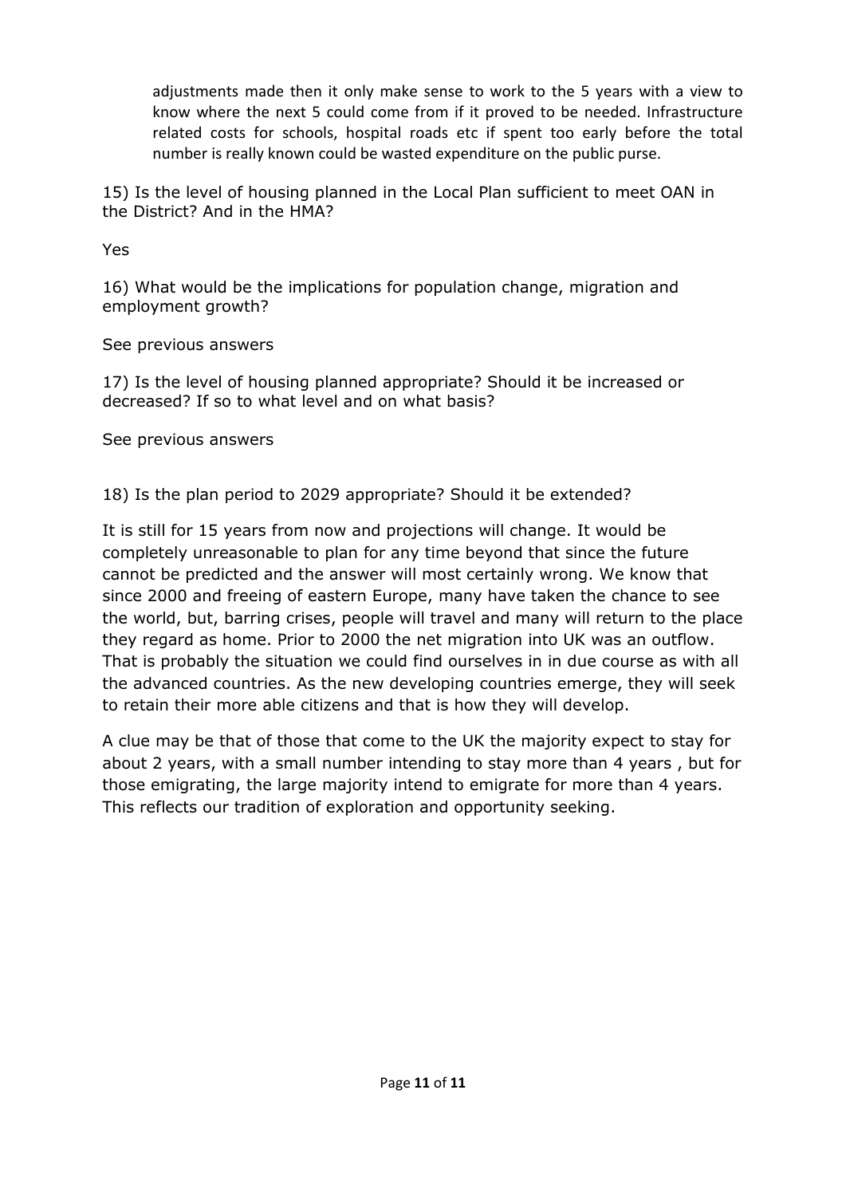adjustments made then it only make sense to work to the 5 years with a view to know where the next 5 could come from if it proved to be needed. Infrastructure related costs for schools, hospital roads etc if spent too early before the total number is really known could be wasted expenditure on the public purse.

15) Is the level of housing planned in the Local Plan sufficient to meet OAN in the District? And in the HMA?

Yes

16) What would be the implications for population change, migration and employment growth?

See previous answers

17) Is the level of housing planned appropriate? Should it be increased or decreased? If so to what level and on what basis?

See previous answers

18) Is the plan period to 2029 appropriate? Should it be extended?

It is still for 15 years from now and projections will change. It would be completely unreasonable to plan for any time beyond that since the future cannot be predicted and the answer will most certainly wrong. We know that since 2000 and freeing of eastern Europe, many have taken the chance to see the world, but, barring crises, people will travel and many will return to the place they regard as home. Prior to 2000 the net migration into UK was an outflow. That is probably the situation we could find ourselves in in due course as with all the advanced countries. As the new developing countries emerge, they will seek to retain their more able citizens and that is how they will develop.

A clue may be that of those that come to the UK the majority expect to stay for about 2 years, with a small number intending to stay more than 4 years , but for those emigrating, the large majority intend to emigrate for more than 4 years. This reflects our tradition of exploration and opportunity seeking.